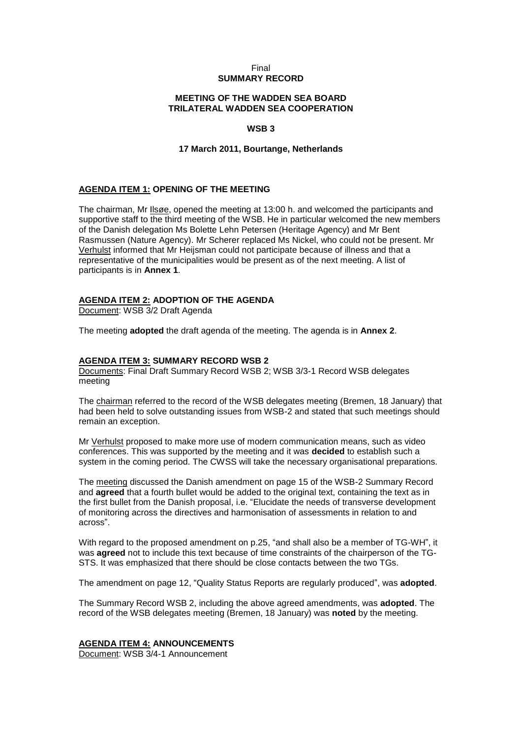Final

# SUMMARY RECORD

## MEETING OF THE WADDEN SEA BOARD TRILATERAL WADDEN SEA COOPERATION

## WSB 3

### 17 March 2011, Bourtange, Netherlands

## AGENDA ITEM 1: OPENING OF THE MEETING

The chairman, Mr Ilsøe, opened the meeting at 13:00 h. and welcomed the participants and supportive staff to the third meeting of the WSB. He in particular welcomed the new members of the Danish delegation Ms Bolette Lehn Petersen (Heritage Agency) and Mr Bent Rasmussen (Nature Agency). Mr Scherer replaced Ms Nickel, who could not be present. Mr Verhulst informed that Mr Heijsman could not participate because of illness and that a representative of the municipalities would be present as of the next meeting. A list of participants is in **Annex 1**.

## AGENDA ITEM 2: ADOPTION OF THE AGENDA

Document: WSB 3/2 Draft Agenda

The meeting **adopted** the draft agenda of the meeting. The agenda is in **Annex 2**.

## AGENDA ITEM 3: SUMMARY RECORD WSB 2

Documents: Final Draft Summary Record WSB 2; WSB 3/3-1 Record WSB delegates meeting

The chairman referred to the record of the WSB delegates meeting (Bremen, 18 January) that had been held to solve outstanding issues from WSB-2 and stated that such meetings should remain an exception.

Mr Verhulst proposed to make more use of modern communication means, such as video conferences. This was supported by the meeting and it was **decided** to establish such a system in the coming period. The CWSS will take the necessary organisational preparations.

The meeting discussed the Danish amendment on page 15 of the WSB-2 Summary Record and **agreed** that a fourth bullet would be added to the original text, containing the text as in the first bullet from the Danish proposal, i.e. "Elucidate the needs of transverse development of monitoring across the directives and harmonisation of assessments in relation to and across".

With regard to the proposed amendment on p.25, "and shall also be a member of TG-WH", it was **agreed** not to include this text because of time constraints of the chairperson of the TG-STS. It was emphasized that there should be close contacts between the two TGs.

The amendment on page 12, "Quality Status Reports are regularly produced", was **adopted**.

The Summary Record WSB 2, including the above agreed amendments, was **adopted**. The record of the WSB delegates meeting (Bremen, 18 January) was **noted** by the meeting.

## AGENDA ITEM 4: ANNOUNCEMENTS

Document: WSB 3/4-1 Announcement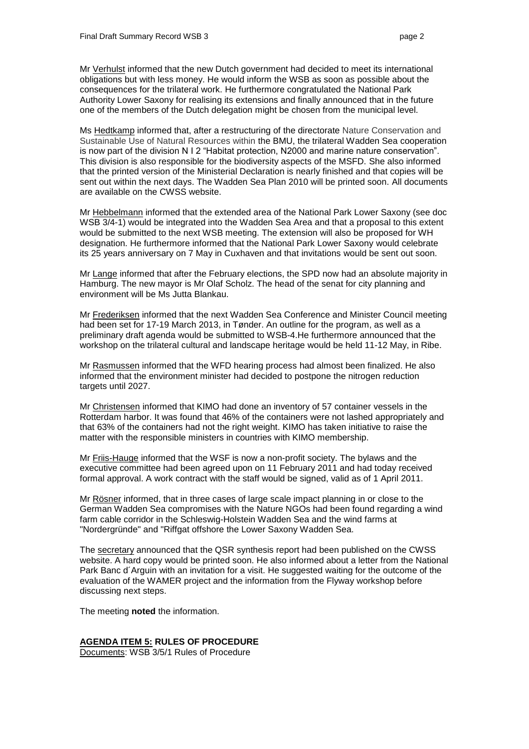Mr Verhulst informed that the new Dutch government had decided to meet its international obligations but with less money. He would inform the WSB as soon as possible about the consequences for the trilateral work. He furthermore congratulated the National Park Authority Lower Saxony for realising its extensions and finally announced that in the future one of the members of the Dutch delegation might be chosen from the municipal level.

Ms Hedtkamp informed that, after a restructuring of the directorate Nature Conservation and Sustainable Use of Natural Resources within the BMU, the trilateral Wadden Sea cooperation is now part of the division N I 2 "Habitat protection, N2000 and marine nature conservation". This division is also responsible for the biodiversity aspects of the MSFD. She also informed that the printed version of the Ministerial Declaration is nearly finished and that copies will be sent out within the next days. The Wadden Sea Plan 2010 will be printed soon. All documents are available on the CWSS website.

Mr Hebbelmann informed that the extended area of the National Park Lower Saxony (see doc WSB 3/4-1) would be integrated into the Wadden Sea Area and that a proposal to this extent would be submitted to the next WSB meeting. The extension will also be proposed for WH designation. He furthermore informed that the National Park Lower Saxony would celebrate its 25 years anniversary on 7 May in Cuxhaven and that invitations would be sent out soon.

Mr Lange informed that after the February elections, the SPD now had an absolute majority in Hamburg. The new mayor is Mr Olaf Scholz. The head of the senat for city planning and environment will be Ms Jutta Blankau.

Mr Frederiksen informed that the next Wadden Sea Conference and Minister Council meeting had been set for 17-19 March 2013, in Tønder. An outline for the program, as well as a preliminary draft agenda would be submitted to WSB-4.He furthermore announced that the workshop on the trilateral cultural and landscape heritage would be held 11-12 May, in Ribe.

Mr Rasmussen informed that the WFD hearing process had almost been finalized. He also informed that the environment minister had decided to postpone the nitrogen reduction targets until 2027.

Mr Christensen informed that KIMO had done an inventory of 57 container vessels in the Rotterdam harbor. It was found that 46% of the containers were not lashed appropriately and that 63% of the containers had not the right weight. KIMO has taken initiative to raise the matter with the responsible ministers in countries with KIMO membership.

Mr Friis-Hauge informed that the WSF is now a non-profit society. The bylaws and the executive committee had been agreed upon on 11 February 2011 and had today received formal approval. A work contract with the staff would be signed, valid as of 1 April 2011.

Mr Rösner informed, that in three cases of large scale impact planning in or close to the German Wadden Sea compromises with the Nature NGOs had been found regarding a wind farm cable corridor in the Schleswig-Holstein Wadden Sea and the wind farms at "Nordergründe" and "Riffgat offshore the Lower Saxony Wadden Sea.

The secretary announced that the QSR synthesis report had been published on the CWSS website. A hard copy would be printed soon. He also informed about a letter from the National Park Banc d´Arguin with an invitation for a visit. He suggested waiting for the outcome of the evaluation of the WAMER project and the information from the Flyway workshop before discussing next steps.

The meeting **noted** the information.

## AGENDA ITEM 5: RULES OF PROCEDURE

Documents: WSB 3/5/1 Rules of Procedure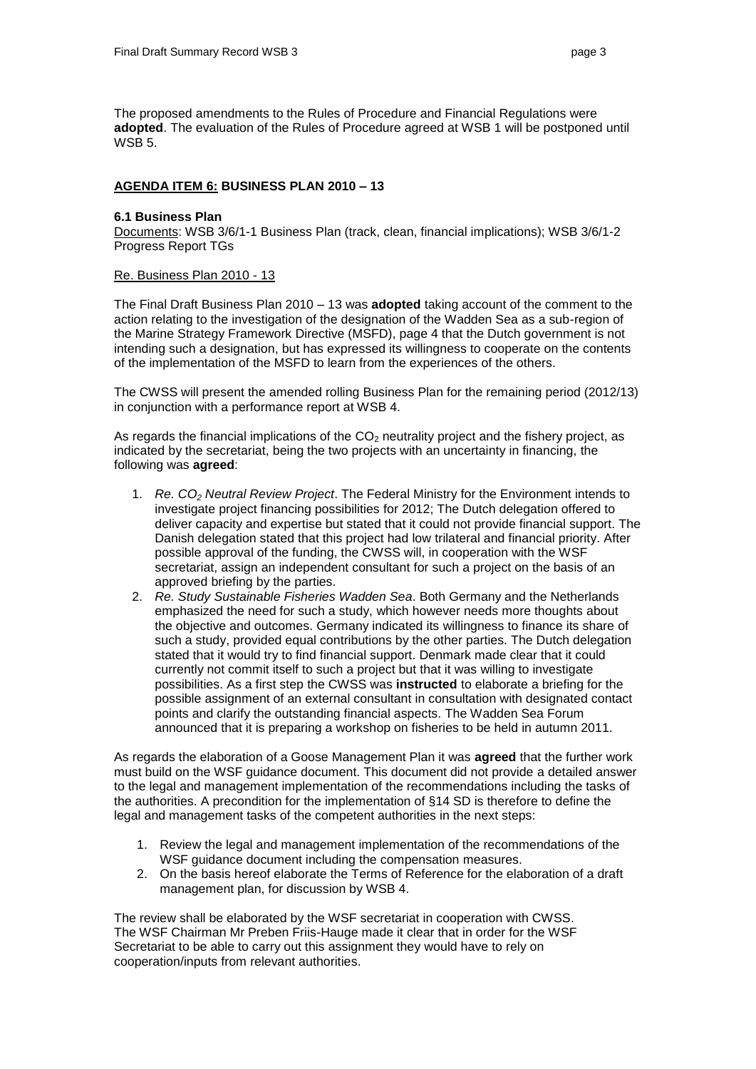The proposed amendments to the Rules of Procedure and Financial Regulations were **adopted**. The evaluation of the Rules of Procedure agreed at WSB 1 will be postponed until WSB 5.

## AGENDA ITEM 6: BUSINESS PLAN 2010 – 13

### 6.1 Business Plan

Documents: WSB 3/6/1-1 Business Plan (track, clean, financial implications); WSB 3/6/1-2 Progress Report TGs

Re. Business Plan 2010 - 13

The Final Draft Business Plan 2010 – 13 was **adopted** taking account of the comment to the action relating to the investigation of the designation of the Wadden Sea as a sub-region of the Marine Strategy Framework Directive (MSFD), page 4 that the Dutch government is not intending such a designation, but has expressed its willingness to cooperate on the contents of the implementation of the MSFD to learn from the experiences of the others.

The CWSS will present the amended rolling Business Plan for the remaining period (2012/13) in conjunction with a performance report at WSB 4.

As regards the financial implications of the $CO_2$ neutrality project and the fishery project, as indicated by the secretariat, being the two projects with an uncertainty in financing, the following was **agreed**:

1. *Re. $CO_2$ Neutral Review Project*. The Federal Ministry for the Environment intends to investigate project financing possibilities for 2012; The Dutch delegation offered to deliver capacity and expertise but stated that it could not provide financial support. The Danish delegation stated that this project had low trilateral and financial priority. After possible approval of the funding, the CWSS will, in cooperation with the WSF secretariat, assign an independent consultant for such a project on the basis of an approved briefing by the parties.
2. *Re. Study Sustainable Fisheries Wadden Sea*. Both Germany and the Netherlands emphasized the need for such a study, which however needs more thoughts about the objective and outcomes. Germany indicated its willingness to finance its share of such a study, provided equal contributions by the other parties. The Dutch delegation stated that it would try to find financial support. Denmark made clear that it could currently not commit itself to such a project but that it was willing to investigate possibilities. As a first step the CWSS was **instructed** to elaborate a briefing for the possible assignment of an external consultant in consultation with designated contact points and clarify the outstanding financial aspects. The Wadden Sea Forum announced that it is preparing a workshop on fisheries to be held in autumn 2011.

As regards the elaboration of a Goose Management Plan it was **agreed** that the further work must build on the WSF guidance document. This document did not provide a detailed answer to the legal and management implementation of the recommendations including the tasks of the authorities. A precondition for the implementation of §14 SD is therefore to define the legal and management tasks of the competent authorities in the next steps:

1. Review the legal and management implementation of the recommendations of the WSF guidance document including the compensation measures.
2. On the basis hereof elaborate the Terms of Reference for the elaboration of a draft management plan, for discussion by WSB 4.

The review shall be elaborated by the WSF secretariat in cooperation with CWSS. The WSF Chairman Mr Preben Friis-Hauge made it clear that in order for the WSF Secretariat to be able to carry out this assignment they would have to rely on cooperation/inputs from relevant authorities.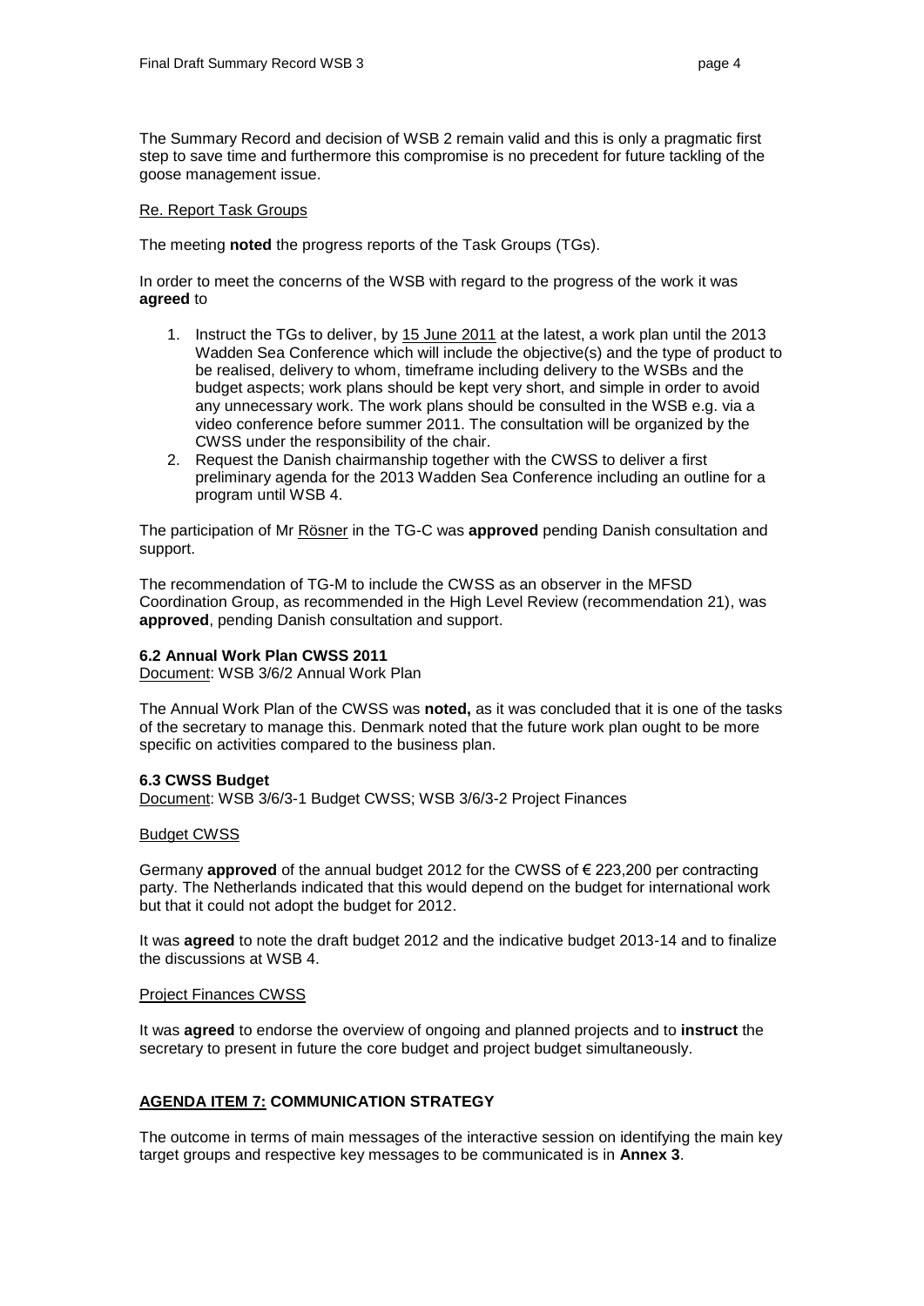The Summary Record and decision of WSB 2 remain valid and this is only a pragmatic first step to save time and furthermore this compromise is no precedent for future tackling of the goose management issue.

<u>Re. Report Task Groups</u>

The meeting **noted** the progress reports of the Task Groups (TGs).

In order to meet the concerns of the WSB with regard to the progress of the work it was **agreed** to

1. Instruct the TGs to deliver, by <u>15 June 2011</u> at the latest, a work plan until the 2013 Wadden Sea Conference which will include the objective(s) and the type of product to be realised, delivery to whom, timeframe including delivery to the WSBs and the budget aspects; work plans should be kept very short, and simple in order to avoid any unnecessary work. The work plans should be consulted in the WSB e.g. via a video conference before summer 2011. The consultation will be organized by the CWSS under the responsibility of the chair.
2. Request the Danish chairmanship together with the CWSS to deliver a first preliminary agenda for the 2013 Wadden Sea Conference including an outline for a program until WSB 4.

The participation of Mr <u>Rösner</u> in the TG-C was **approved** pending Danish consultation and support.

The recommendation of TG-M to include the CWSS as an observer in the MFSD Coordination Group, as recommended in the High Level Review (recommendation 21), was **approved**, pending Danish consultation and support.

**6.2 Annual Work Plan CWSS 2011**
<u>Document</u>: WSB 3/6/2 Annual Work Plan

The Annual Work Plan of the CWSS was **noted,** as it was concluded that it is one of the tasks of the secretary to manage this. Denmark noted that the future work plan ought to be more specific on activities compared to the business plan.

**6.3 CWSS Budget**
<u>Document</u>: WSB 3/6/3-1 Budget CWSS; WSB 3/6/3-2 Project Finances

<u>Budget CWSS</u>

Germany **approved** of the annual budget 2012 for the CWSS of € 223,200 per contracting party. The Netherlands indicated that this would depend on the budget for international work but that it could not adopt the budget for 2012.

It was **agreed** to note the draft budget 2012 and the indicative budget 2013-14 and to finalize the discussions at WSB 4.

<u>Project Finances CWSS</u>

It was **agreed** to endorse the overview of ongoing and planned projects and to **instruct** the secretary to present in future the core budget and project budget simultaneously.

**<u>AGENDA ITEM 7:</u> COMMUNICATION STRATEGY**

The outcome in terms of main messages of the interactive session on identifying the main key target groups and respective key messages to be communicated is in **Annex 3**.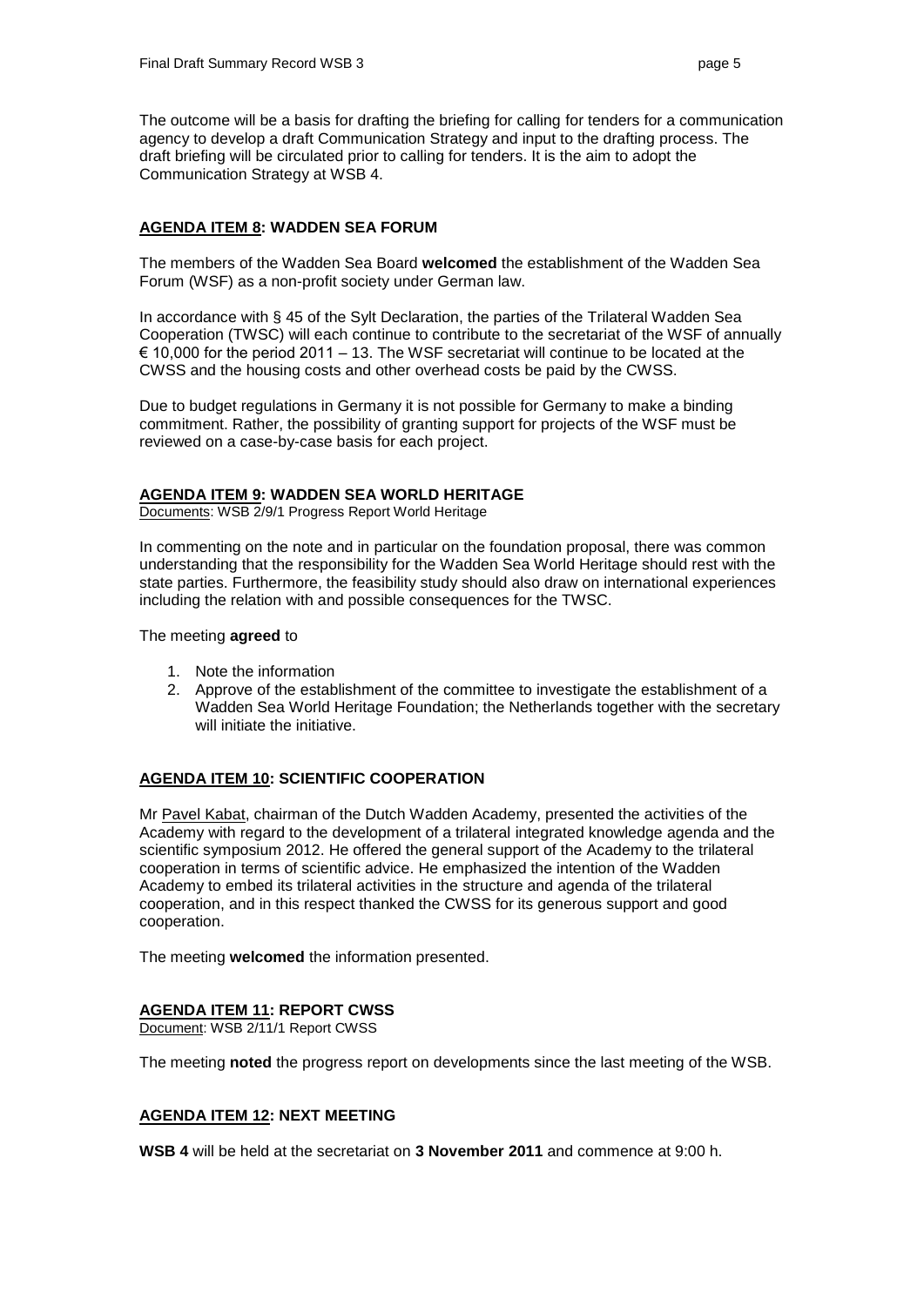The outcome will be a basis for drafting the briefing for calling for tenders for a communication agency to develop a draft Communication Strategy and input to the drafting process. The draft briefing will be circulated prior to calling for tenders. It is the aim to adopt the Communication Strategy at WSB 4.

## AGENDA ITEM 8: WADDEN SEA FORUM

The members of the Wadden Sea Board **welcomed** the establishment of the Wadden Sea Forum (WSF) as a non-profit society under German law.

In accordance with § 45 of the Sylt Declaration, the parties of the Trilateral Wadden Sea Cooperation (TWSC) will each continue to contribute to the secretariat of the WSF of annually € 10,000 for the period 2011 – 13. The WSF secretariat will continue to be located at the CWSS and the housing costs and other overhead costs be paid by the CWSS.

Due to budget regulations in Germany it is not possible for Germany to make a binding commitment. Rather, the possibility of granting support for projects of the WSF must be reviewed on a case-by-case basis for each project.

## AGENDA ITEM 9: WADDEN SEA WORLD HERITAGE

Documents: WSB 2/9/1 Progress Report World Heritage

In commenting on the note and in particular on the foundation proposal, there was common understanding that the responsibility for the Wadden Sea World Heritage should rest with the state parties. Furthermore, the feasibility study should also draw on international experiences including the relation with and possible consequences for the TWSC.

The meeting **agreed** to

1. Note the information
2. Approve of the establishment of the committee to investigate the establishment of a Wadden Sea World Heritage Foundation; the Netherlands together with the secretary will initiate the initiative.

## AGENDA ITEM 10: SCIENTIFIC COOPERATION

Mr Pavel Kabat, chairman of the Dutch Wadden Academy, presented the activities of the Academy with regard to the development of a trilateral integrated knowledge agenda and the scientific symposium 2012. He offered the general support of the Academy to the trilateral cooperation in terms of scientific advice. He emphasized the intention of the Wadden Academy to embed its trilateral activities in the structure and agenda of the trilateral cooperation, and in this respect thanked the CWSS for its generous support and good cooperation.

The meeting **welcomed** the information presented.

## AGENDA ITEM 11: REPORT CWSS

Document: WSB 2/11/1 Report CWSS

The meeting **noted** the progress report on developments since the last meeting of the WSB.

## AGENDA ITEM 12: NEXT MEETING

**WSB 4** will be held at the secretariat on **3 November 2011** and commence at 9:00 h.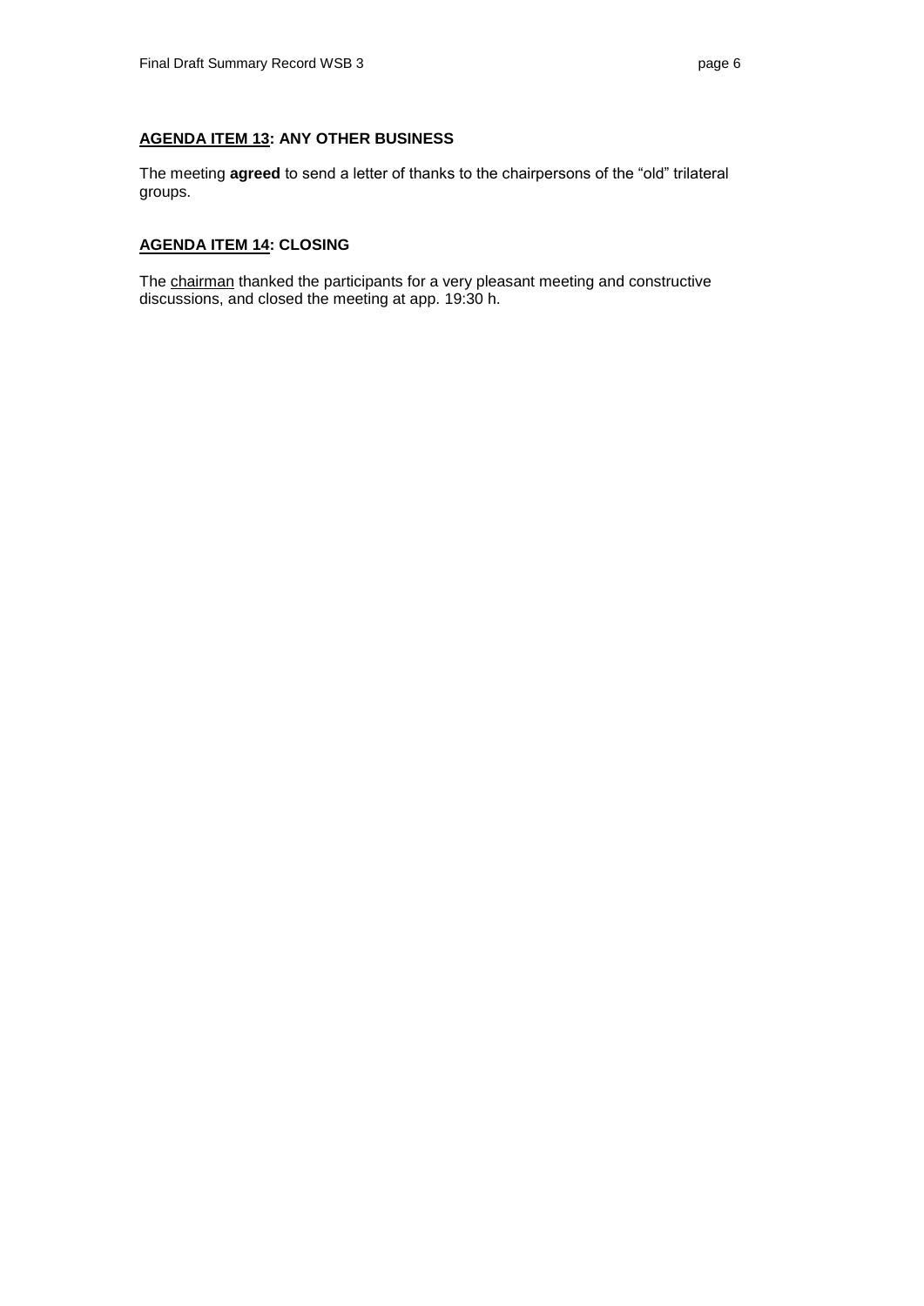**AGENDA ITEM 13: ANY OTHER BUSINESS**

The meeting **agreed** to send a letter of thanks to the chairpersons of the "old" trilateral groups.

**AGENDA ITEM 14: CLOSING**

The chairman thanked the participants for a very pleasant meeting and constructive discussions, and closed the meeting at app. 19:30 h.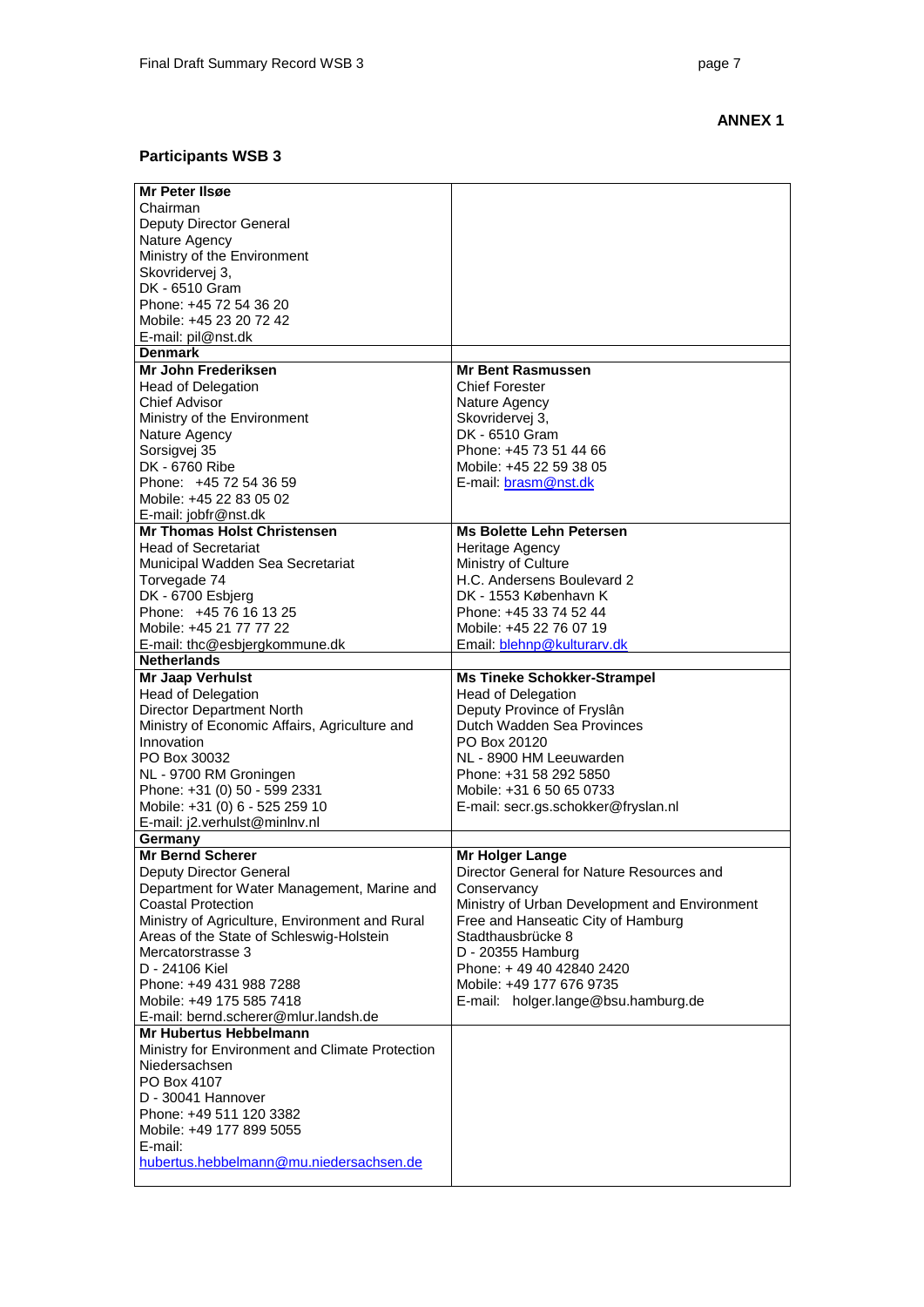**ANNEX 1**

## Participants WSB 3

| | |
|---|---|
| **Mr Peter Ilsøe**<br>Chairman<br>Deputy Director General<br>Nature Agency<br>Ministry of the Environment<br>Skovridervej 3,<br>DK - 6510 Gram<br>Phone: +45 72 54 36 20<br>Mobile: +45 23 20 72 42<br>E-mail: pil@nst.dk | |
| **Denmark** | |
| **Mr John Frederiksen**<br>Head of Delegation<br>Chief Advisor<br>Ministry of the Environment<br>Nature Agency<br>Sorsigvej 35<br>DK - 6760 Ribe<br>Phone: +45 72 54 36 59<br>Mobile: +45 22 83 05 02<br>E-mail: jobfr@nst.dk | **Mr Bent Rasmussen**<br>Chief Forester<br>Nature Agency<br>Skovridervej 3,<br>DK - 6510 Gram<br>Phone: +45 73 51 44 66<br>Mobile: +45 22 59 38 05<br>E-mail: brasm@nst.dk |
| **Mr Thomas Holst Christensen**<br>Head of Secretariat<br>Municipal Wadden Sea Secretariat<br>Torvegade 74<br>DK - 6700 Esbjerg<br>Phone: +45 76 16 13 25<br>Mobile: +45 21 77 77 22<br>E-mail: thc@esbjergkommune.dk | **Ms Bolette Lehn Petersen**<br>Heritage Agency<br>Ministry of Culture<br>H.C. Andersens Boulevard 2<br>DK - 1553 København K<br>Phone: +45 33 74 52 44<br>Mobile: +45 22 76 07 19<br>Email: blehnp@kulturarv.dk |
| **Netherlands** | |
| **Mr Jaap Verhulst**<br>Head of Delegation<br>Director Department North<br>Ministry of Economic Affairs, Agriculture and Innovation<br>PO Box 30032<br>NL - 9700 RM Groningen<br>Phone: +31 (0) 50 - 599 2331<br>Mobile: +31 (0) 6 - 525 259 10<br>E-mail: j2.verhulst@minlnv.nl | **Ms Tineke Schokker-Strampel**<br>Head of Delegation<br>Deputy Province of Fryslân<br>Dutch Wadden Sea Provinces<br>PO Box 20120<br>NL - 8900 HM Leeuwarden<br>Phone: +31 58 292 5850<br>Mobile: +31 6 50 65 0733<br>E-mail: secr.gs.schokker@fryslan.nl |
| **Germany** | |
| **Mr Bernd Scherer**<br>Deputy Director General<br>Department for Water Management, Marine and Coastal Protection<br>Ministry of Agriculture, Environment and Rural Areas of the State of Schleswig-Holstein<br>Mercatorstrasse 3<br>D - 24106 Kiel<br>Phone: +49 431 988 7288<br>Mobile: +49 175 585 7418<br>E-mail: bernd.scherer@mlur.landsh.de | **Mr Holger Lange**<br>Director General for Nature Resources and Conservancy<br>Ministry of Urban Development and Environment<br>Free and Hanseatic City of Hamburg<br>Stadthausbrücke 8<br>D - 20355 Hamburg<br>Phone: + 49 40 42840 2420<br>Mobile: +49 177 676 9735<br>E-mail: holger.lange@bsu.hamburg.de |
| **Mr Hubertus Hebbelmann**<br>Ministry for Environment and Climate Protection Niedersachsen<br>PO Box 4107<br>D - 30041 Hannover<br>Phone: +49 511 120 3382<br>Mobile: +49 177 899 5055<br>E-mail:<br>hubertus.hebbelmann@mu.niedersachsen.de | |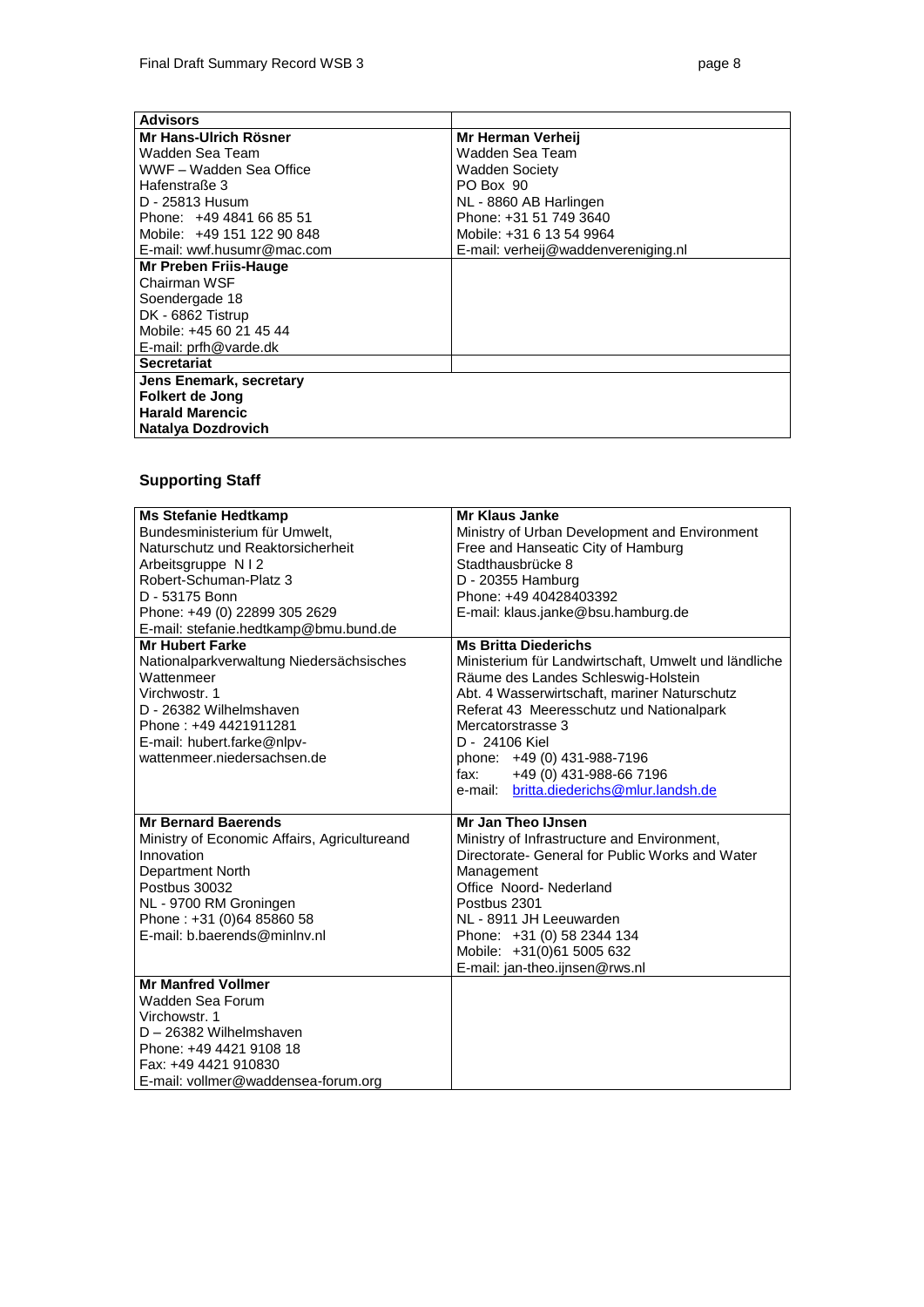| **Advisors** | |
|---|---|
| **Mr Hans-Ulrich Rösner**<br>Wadden Sea Team<br>WWF – Wadden Sea Office<br>Hafenstraße 3<br>D - 25813 Husum<br>Phone: +49 4841 66 85 51<br>Mobile: +49 151 122 90 848<br>E-mail: wwf.husumr@mac.com | **Mr Herman Verheij**<br>Wadden Sea Team<br>Wadden Society<br>PO Box 90<br>NL - 8860 AB Harlingen<br>Phone: +31 51 749 3640<br>Mobile: +31 6 13 54 9964<br>E-mail: verheij@waddenvereniging.nl |
| **Mr Preben Friis-Hauge**<br>Chairman WSF<br>Soendergade 18<br>DK - 6862 Tistrup<br>Mobile: +45 60 21 45 44<br>E-mail: prfh@varde.dk | |
| **Secretariat** | |
| **Jens Enemark, secretary**<br>**Folkert de Jong**<br>**Harald Marencic**<br>**Natalya Dozdrovich** | |

## Supporting Staff

| | |
|---|---|
| **Ms Stefanie Hedtkamp**<br>Bundesministerium für Umwelt, Naturschutz und Reaktorsicherheit<br>Arbeitsgruppe N I 2<br>Robert-Schuman-Platz 3<br>D - 53175 Bonn<br>Phone: +49 (0) 22899 305 2629<br>E-mail: stefanie.hedtkamp@bmu.bund.de | **Mr Klaus Janke**<br>Ministry of Urban Development and Environment<br>Free and Hanseatic City of Hamburg<br>Stadthausbrücke 8<br>D - 20355 Hamburg<br>Phone: +49 40428403392<br>E-mail: klaus.janke@bsu.hamburg.de |
| **Mr Hubert Farke**<br>Nationalparkverwaltung Niedersächsisches Wattenmeer<br>Virchowstr. 1<br>D - 26382 Wilhelmshaven<br>Phone : +49 4421911281<br>E-mail: hubert.farke@nlpv-wattenmeer.niedersachsen.de | **Ms Britta Diederichs**<br>Ministerium für Landwirtschaft, Umwelt und ländliche Räume des Landes Schleswig-Holstein<br>Abt. 4 Wasserwirtschaft, mariner Naturschutz<br>Referat 43 Meeresschutz und Nationalpark<br>Mercatorstrasse 3<br>D - 24106 Kiel<br>phone: +49 (0) 431-988-7196<br>fax: +49 (0) 431-988-66 7196<br>e-mail: britta.diederichs@mlur.landsh.de |
| **Mr Bernard Baerends**<br>Ministry of Economic Affairs, Agricultureand Innovation<br>Department North<br>Postbus 30032<br>NL - 9700 RM Groningen<br>Phone : +31 (0)64 85860 58<br>E-mail: b.baerends@minlnv.nl | **Mr Jan Theo IJnsen**<br>Ministry of Infrastructure and Environment, Directorate- General for Public Works and Water Management<br>Office Noord- Nederland<br>Postbus 2301<br>NL - 8911 JH Leeuwarden<br>Phone: +31 (0) 58 2344 134<br>Mobile: +31(0)61 5005 632<br>E-mail: jan-theo.ijnsen@rws.nl |
| **Mr Manfred Vollmer**<br>Wadden Sea Forum<br>Virchowstr. 1<br>D – 26382 Wilhelmshaven<br>Phone: +49 4421 9108 18<br>Fax: +49 4421 910830<br>E-mail: vollmer@waddensea-forum.org | |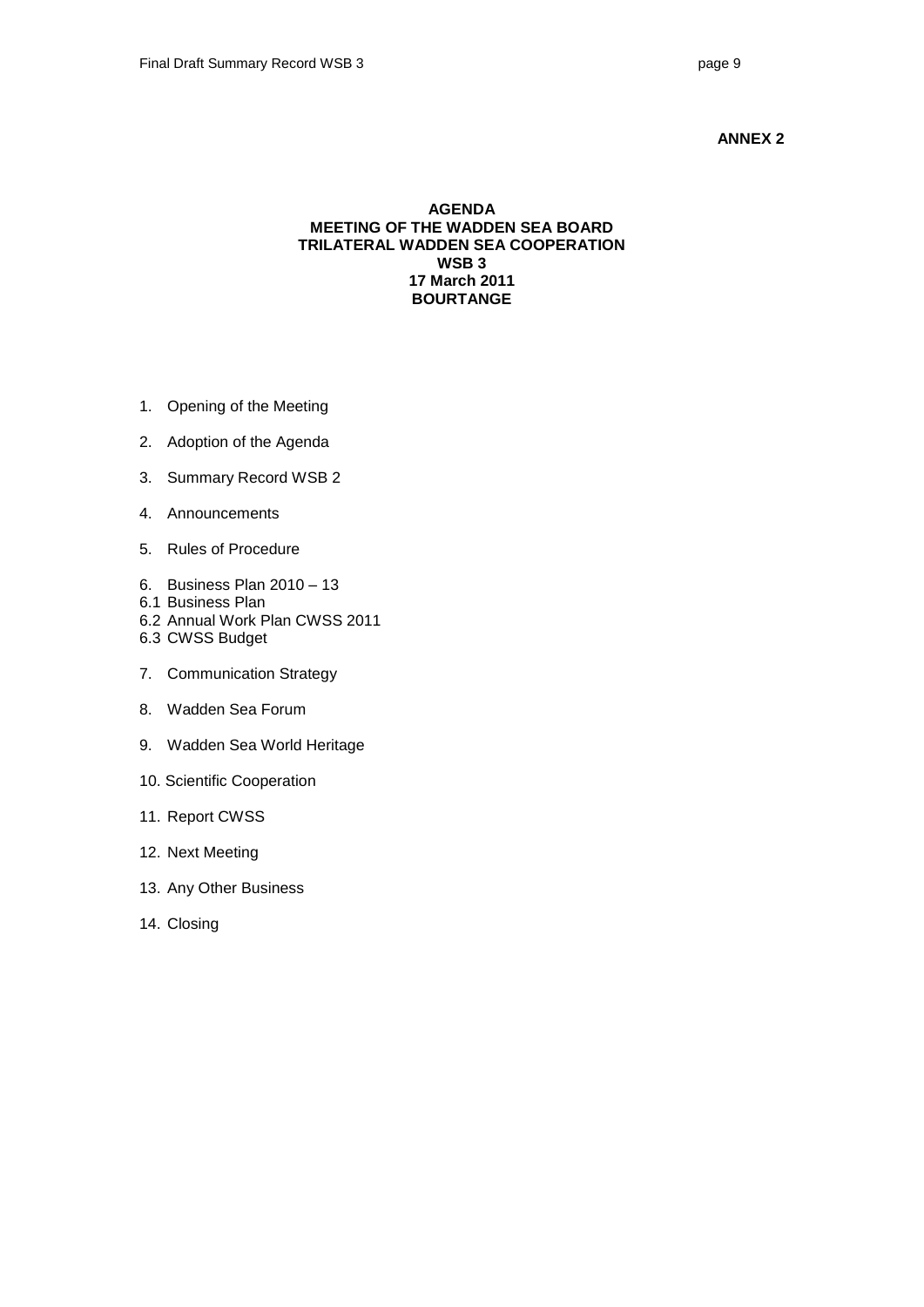**ANNEX 2**

**AGENDA**
**MEETING OF THE WADDEN SEA BOARD**
**TRILATERAL WADDEN SEA COOPERATION**
**WSB 3**
**17 March 2011**
**BOURTANGE**

1. Opening of the Meeting
2. Adoption of the Agenda
3. Summary Record WSB 2
4. Announcements
5. Rules of Procedure
6. Business Plan 2010 – 13
   - 6.1 Business Plan
   - 6.2 Annual Work Plan CWSS 2011
   - 6.3 CWSS Budget
7. Communication Strategy
8. Wadden Sea Forum
9. Wadden Sea World Heritage
10. Scientific Cooperation
11. Report CWSS
12. Next Meeting
13. Any Other Business
14. Closing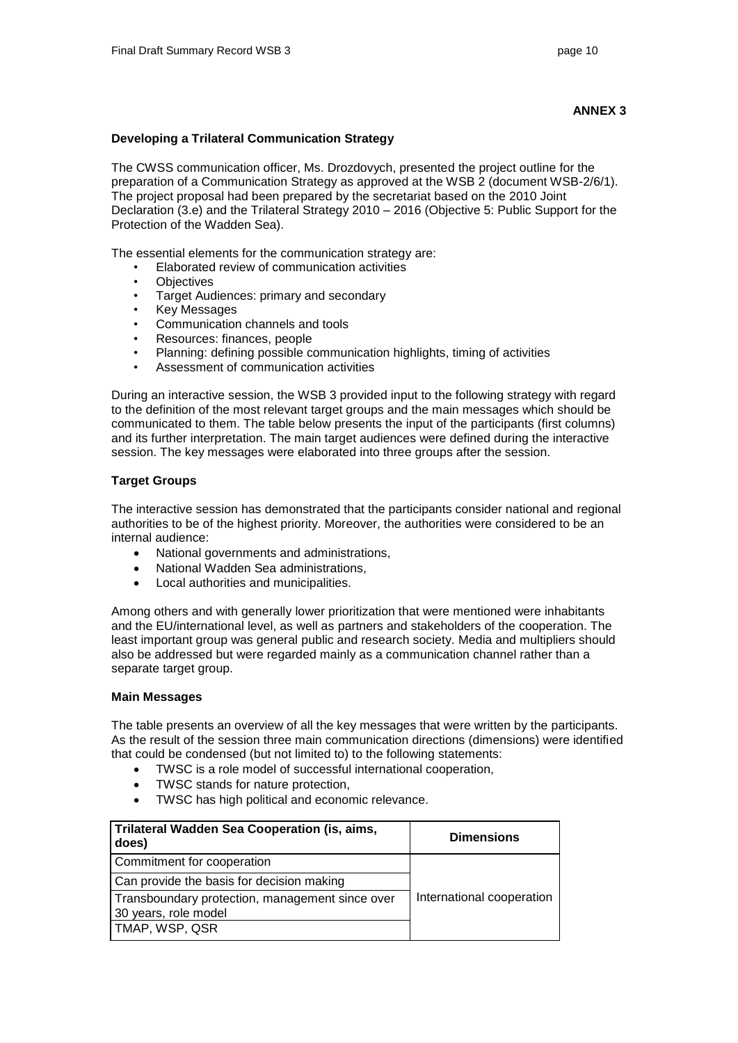**ANNEX 3**

**Developing a Trilateral Communication Strategy**

The CWSS communication officer, Ms. Drozdovych, presented the project outline for the preparation of a Communication Strategy as approved at the WSB 2 (document WSB-2/6/1). The project proposal had been prepared by the secretariat based on the 2010 Joint Declaration (3.e) and the Trilateral Strategy 2010 – 2016 (Objective 5: Public Support for the Protection of the Wadden Sea).

The essential elements for the communication strategy are:

- Elaborated review of communication activities
- Objectives
- Target Audiences: primary and secondary
- Key Messages
- Communication channels and tools
- Resources: finances, people
- Planning: defining possible communication highlights, timing of activities
- Assessment of communication activities

During an interactive session, the WSB 3 provided input to the following strategy with regard to the definition of the most relevant target groups and the main messages which should be communicated to them. The table below presents the input of the participants (first columns) and its further interpretation. The main target audiences were defined during the interactive session. The key messages were elaborated into three groups after the session.

**Target Groups**

The interactive session has demonstrated that the participants consider national and regional authorities to be of the highest priority. Moreover, the authorities were considered to be an internal audience:

- National governments and administrations,
- National Wadden Sea administrations,
- Local authorities and municipalities.

Among others and with generally lower prioritization that were mentioned were inhabitants and the EU/international level, as well as partners and stakeholders of the cooperation. The least important group was general public and research society. Media and multipliers should also be addressed but were regarded mainly as a communication channel rather than a separate target group.

**Main Messages**

The table presents an overview of all the key messages that were written by the participants. As the result of the session three main communication directions (dimensions) were identified that could be condensed (but not limited to) to the following statements:

- TWSC is a role model of successful international cooperation,
- TWSC stands for nature protection,
- TWSC has high political and economic relevance.

| Trilateral Wadden Sea Cooperation (is, aims, does) | Dimensions |
|---|---|
| Commitment for cooperation | International cooperation |
| Can provide the basis for decision making | |
| Transboundary protection, management since over 30 years, role model | |
| TMAP, WSP, QSR | |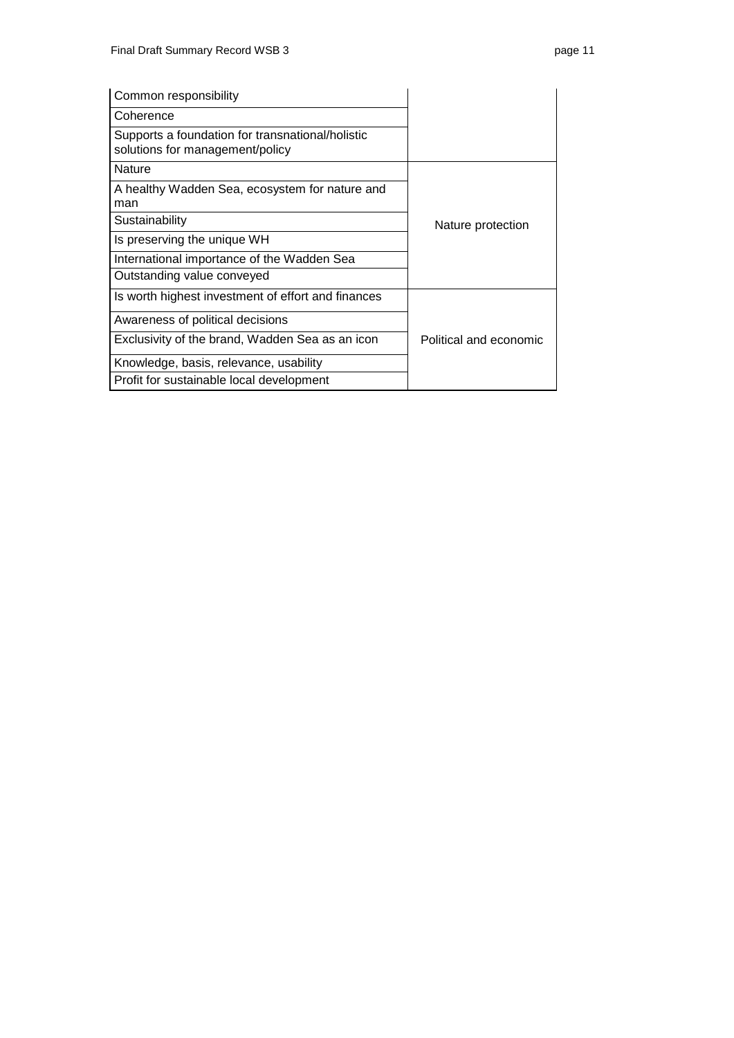| | |
|---|---|
| Common responsibility | |
| Coherence | |
| Supports a foundation for transnational/holistic solutions for management/policy | |
| Nature | Nature protection |
| A healthy Wadden Sea, ecosystem for nature and man | |
| Sustainability | |
| Is preserving the unique WH | |
| International importance of the Wadden Sea | |
| Outstanding value conveyed | |
| Is worth highest investment of effort and finances | Political and economic |
| Awareness of political decisions | |
| Exclusivity of the brand, Wadden Sea as an icon | |
| Knowledge, basis, relevance, usability | |
| Profit for sustainable local development | |